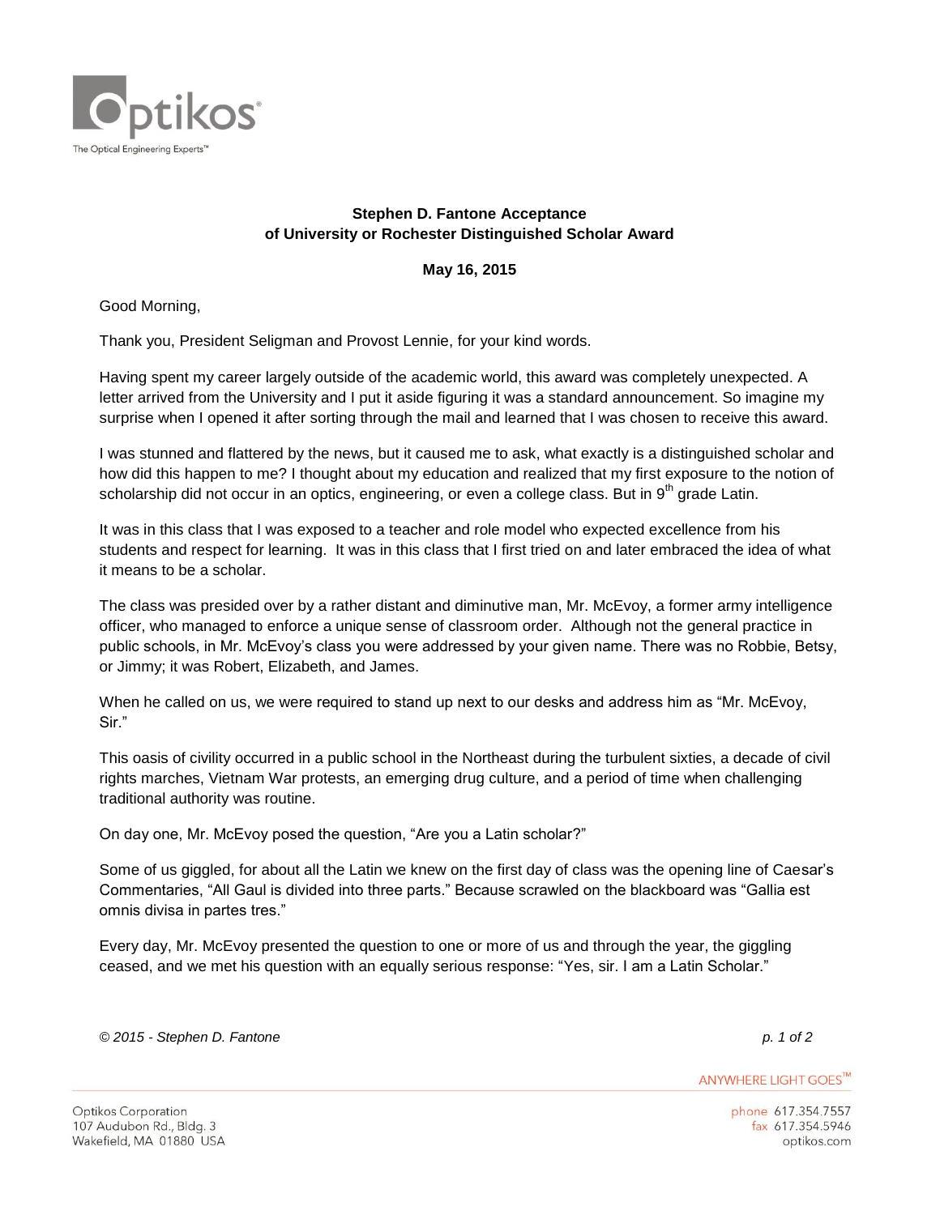**Stephen D. Fantone Acceptance**
**of University or Rochester Distinguished Scholar Award**

**May 16, 2015**

Good Morning,

Thank you, President Seligman and Provost Lennie, for your kind words.

Having spent my career largely outside of the academic world, this award was completely unexpected. A letter arrived from the University and I put it aside figuring it was a standard announcement. So imagine my surprise when I opened it after sorting through the mail and learned that I was chosen to receive this award.

I was stunned and flattered by the news, but it caused me to ask, what exactly is a distinguished scholar and how did this happen to me? I thought about my education and realized that my first exposure to the notion of scholarship did not occur in an optics, engineering, or even a college class. But in 9th grade Latin.

It was in this class that I was exposed to a teacher and role model who expected excellence from his students and respect for learning. It was in this class that I first tried on and later embraced the idea of what it means to be a scholar.

The class was presided over by a rather distant and diminutive man, Mr. McEvoy, a former army intelligence officer, who managed to enforce a unique sense of classroom order. Although not the general practice in public schools, in Mr. McEvoy's class you were addressed by your given name. There was no Robbie, Betsy, or Jimmy; it was Robert, Elizabeth, and James.

When he called on us, we were required to stand up next to our desks and address him as "Mr. McEvoy, Sir."

This oasis of civility occurred in a public school in the Northeast during the turbulent sixties, a decade of civil rights marches, Vietnam War protests, an emerging drug culture, and a period of time when challenging traditional authority was routine.

On day one, Mr. McEvoy posed the question, "Are you a Latin scholar?"

Some of us giggled, for about all the Latin we knew on the first day of class was the opening line of Caesar's Commentaries, "All Gaul is divided into three parts." Because scrawled on the blackboard was "Gallia est omnis divisa in partes tres."

Every day, Mr. McEvoy presented the question to one or more of us and through the year, the giggling ceased, and we met his question with an equally serious response: "Yes, sir. I am a Latin Scholar."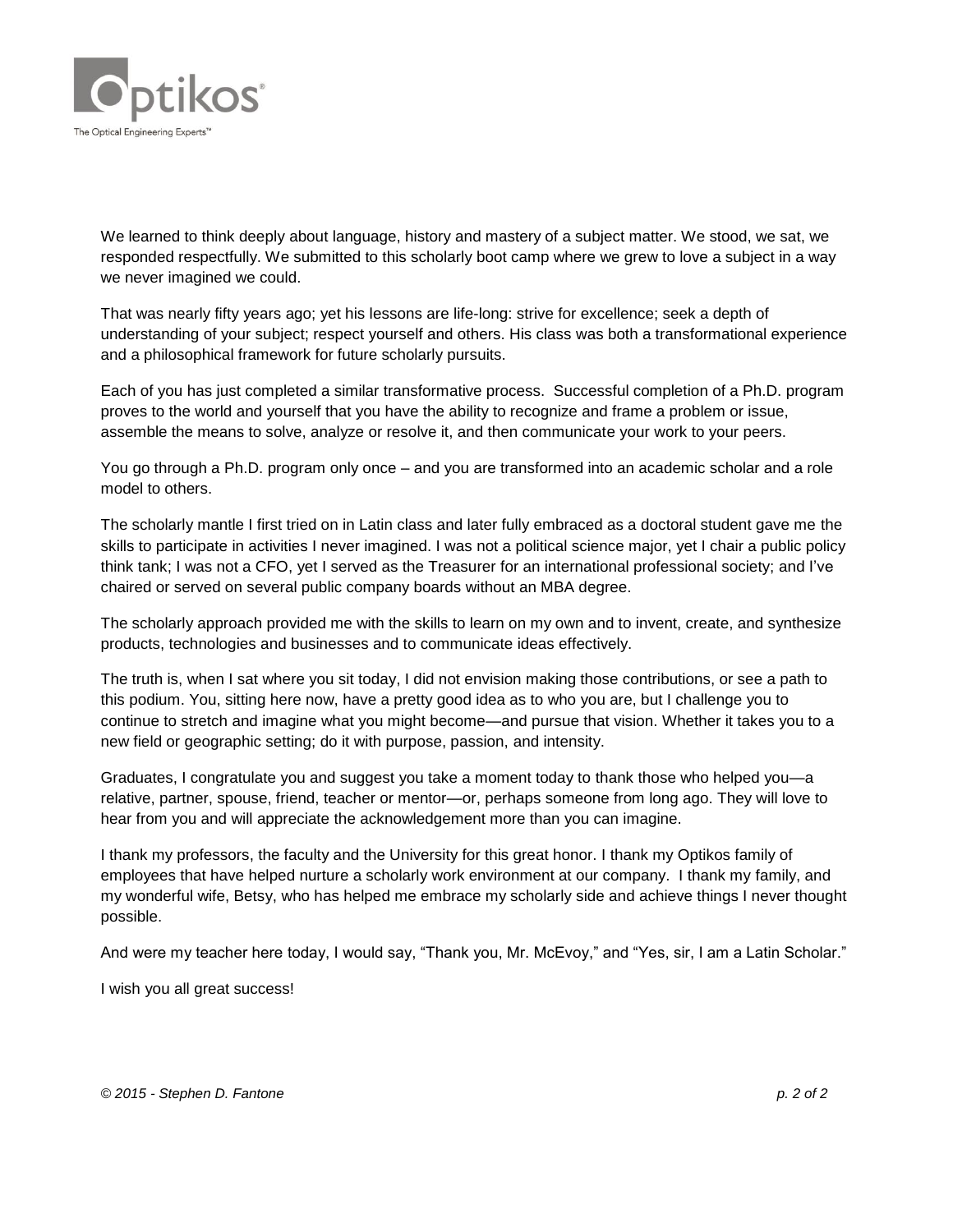We learned to think deeply about language, history and mastery of a subject matter. We stood, we sat, we responded respectfully. We submitted to this scholarly boot camp where we grew to love a subject in a way we never imagined we could.

That was nearly fifty years ago; yet his lessons are life-long: strive for excellence; seek a depth of understanding of your subject; respect yourself and others. His class was both a transformational experience and a philosophical framework for future scholarly pursuits.

Each of you has just completed a similar transformative process. Successful completion of a Ph.D. program proves to the world and yourself that you have the ability to recognize and frame a problem or issue, assemble the means to solve, analyze or resolve it, and then communicate your work to your peers.

You go through a Ph.D. program only once – and you are transformed into an academic scholar and a role model to others.

The scholarly mantle I first tried on in Latin class and later fully embraced as a doctoral student gave me the skills to participate in activities I never imagined. I was not a political science major, yet I chair a public policy think tank; I was not a CFO, yet I served as the Treasurer for an international professional society; and I've chaired or served on several public company boards without an MBA degree.

The scholarly approach provided me with the skills to learn on my own and to invent, create, and synthesize products, technologies and businesses and to communicate ideas effectively.

The truth is, when I sat where you sit today, I did not envision making those contributions, or see a path to this podium. You, sitting here now, have a pretty good idea as to who you are, but I challenge you to continue to stretch and imagine what you might become—and pursue that vision. Whether it takes you to a new field or geographic setting; do it with purpose, passion, and intensity.

Graduates, I congratulate you and suggest you take a moment today to thank those who helped you—a relative, partner, spouse, friend, teacher or mentor—or, perhaps someone from long ago. They will love to hear from you and will appreciate the acknowledgement more than you can imagine.

I thank my professors, the faculty and the University for this great honor. I thank my Optikos family of employees that have helped nurture a scholarly work environment at our company. I thank my family, and my wonderful wife, Betsy, who has helped me embrace my scholarly side and achieve things I never thought possible.

And were my teacher here today, I would say, "Thank you, Mr. McEvoy," and "Yes, sir, I am a Latin Scholar."

I wish you all great success!

*© 2015 - Stephen D. Fantone*